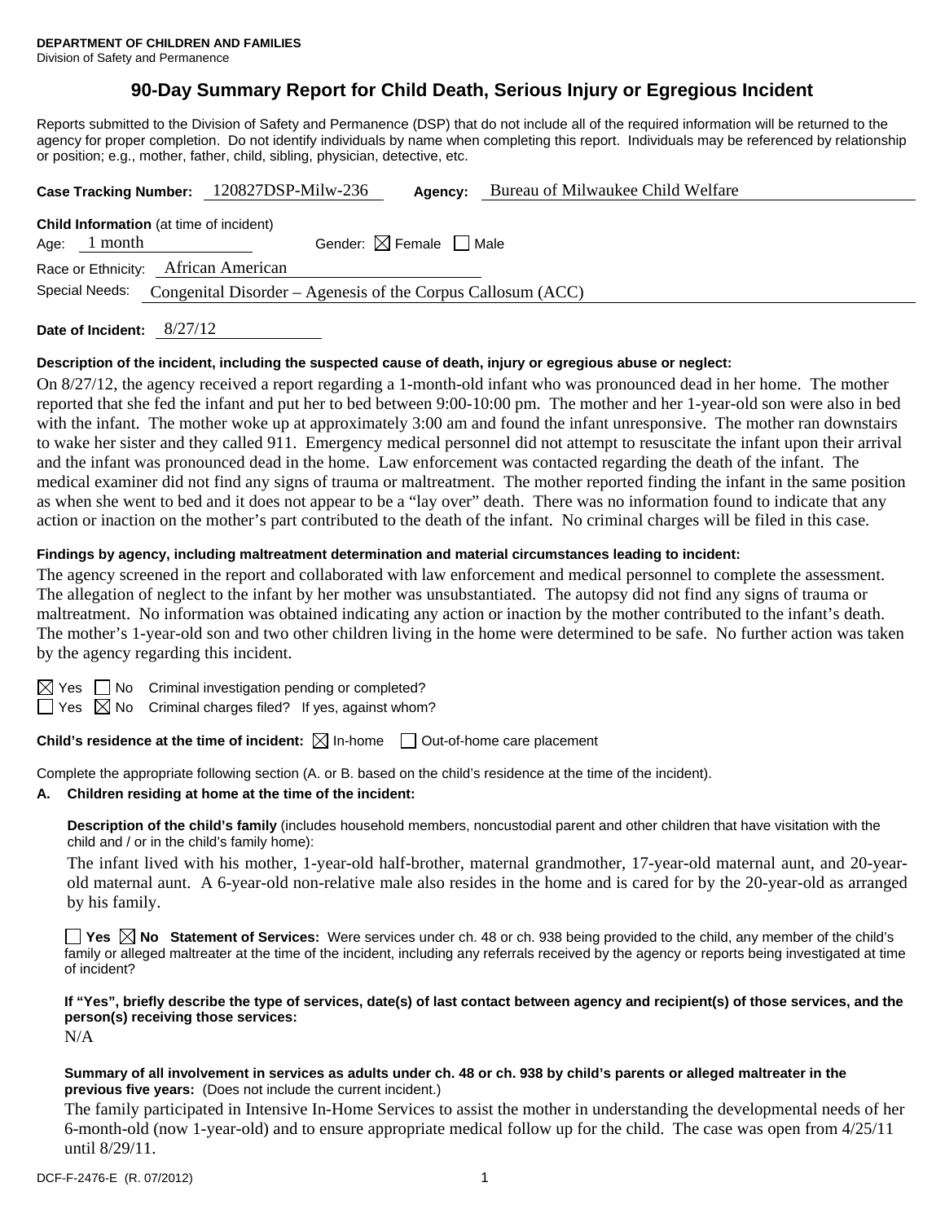**DEPARTMENT OF CHILDREN AND FAMILIES**
Division of Safety and Permanence

# 90-Day Summary Report for Child Death, Serious Injury or Egregious Incident

Reports submitted to the Division of Safety and Permanence (DSP) that do not include all of the required information will be returned to the agency for proper completion. Do not identify individuals by name when completing this report. Individuals may be referenced by relationship or position; e.g., mother, father, child, sibling, physician, detective, etc.

**Case Tracking Number:** 120827DSP-Milw-236 **Agency:** Bureau of Milwaukee Child Welfare

**Child Information** (at time of incident)

Age: 1 month Gender: ☒ Female ☐ Male

Race or Ethnicity: African American

Special Needs: Congenital Disorder – Agenesis of the Corpus Callosum (ACC)

**Date of Incident:** 8/27/12

**Description of the incident, including the suspected cause of death, injury or egregious abuse or neglect:**

On 8/27/12, the agency received a report regarding a 1-month-old infant who was pronounced dead in her home. The mother reported that she fed the infant and put her to bed between 9:00-10:00 pm. The mother and her 1-year-old son were also in bed with the infant. The mother woke up at approximately 3:00 am and found the infant unresponsive. The mother ran downstairs to wake her sister and they called 911. Emergency medical personnel did not attempt to resuscitate the infant upon their arrival and the infant was pronounced dead in the home. Law enforcement was contacted regarding the death of the infant. The medical examiner did not find any signs of trauma or maltreatment. The mother reported finding the infant in the same position as when she went to bed and it does not appear to be a "lay over" death. There was no information found to indicate that any action or inaction on the mother's part contributed to the death of the infant. No criminal charges will be filed in this case.

**Findings by agency, including maltreatment determination and material circumstances leading to incident:**

The agency screened in the report and collaborated with law enforcement and medical personnel to complete the assessment. The allegation of neglect to the infant by her mother was unsubstantiated. The autopsy did not find any signs of trauma or maltreatment. No information was obtained indicating any action or inaction by the mother contributed to the infant's death. The mother's 1-year-old son and two other children living in the home were determined to be safe. No further action was taken by the agency regarding this incident.

☒ Yes ☐ No Criminal investigation pending or completed?

☐ Yes ☒ No Criminal charges filed? If yes, against whom?

**Child's residence at the time of incident:** ☒ In-home ☐ Out-of-home care placement

Complete the appropriate following section (A. or B. based on the child's residence at the time of the incident).

**A. Children residing at home at the time of the incident:**

**Description of the child's family** (includes household members, noncustodial parent and other children that have visitation with the child and / or in the child's family home):

The infant lived with his mother, 1-year-old half-brother, maternal grandmother, 17-year-old maternal aunt, and 20-year-old maternal aunt. A 6-year-old non-relative male also resides in the home and is cared for by the 20-year-old as arranged by his family.

☐ **Yes** ☒ **No Statement of Services:** Were services under ch. 48 or ch. 938 being provided to the child, any member of the child's family or alleged maltreater at the time of the incident, including any referrals received by the agency or reports being investigated at time of incident?

**If "Yes", briefly describe the type of services, date(s) of last contact between agency and recipient(s) of those services, and the person(s) receiving those services:**

N/A

**Summary of all involvement in services as adults under ch. 48 or ch. 938 by child's parents or alleged maltreater in the previous five years:** (Does not include the current incident.)

The family participated in Intensive In-Home Services to assist the mother in understanding the developmental needs of her 6-month-old (now 1-year-old) and to ensure appropriate medical follow up for the child. The case was open from 4/25/11 until 8/29/11.

DCF-F-2476-E (R. 07/2012)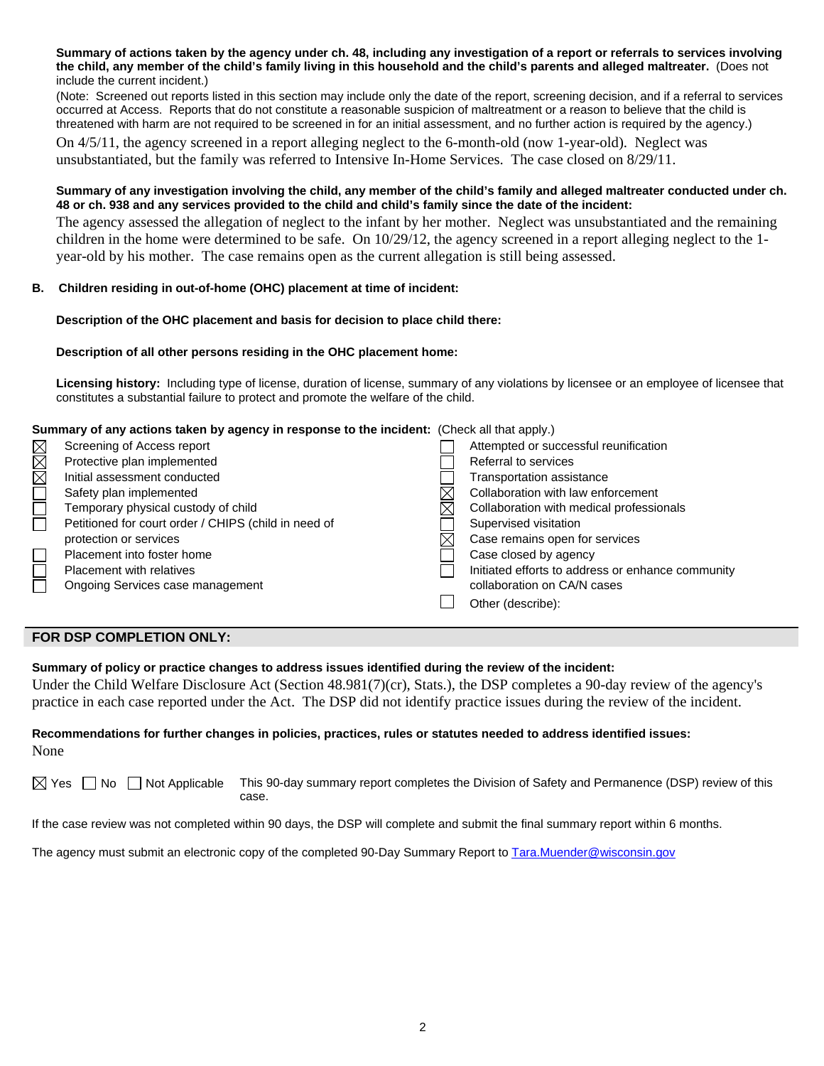**Summary of actions taken by the agency under ch. 48, including any investigation of a report or referrals to services involving the child, any member of the child's family living in this household and the child's parents and alleged maltreater.** (Does not include the current incident.)

(Note: Screened out reports listed in this section may include only the date of the report, screening decision, and if a referral to services occurred at Access. Reports that do not constitute a reasonable suspicion of maltreatment or a reason to believe that the child is threatened with harm are not required to be screened in for an initial assessment, and no further action is required by the agency.)

On 4/5/11, the agency screened in a report alleging neglect to the 6-month-old (now 1-year-old). Neglect was unsubstantiated, but the family was referred to Intensive In-Home Services. The case closed on 8/29/11.

**Summary of any investigation involving the child, any member of the child's family and alleged maltreater conducted under ch. 48 or ch. 938 and any services provided to the child and child's family since the date of the incident:**

The agency assessed the allegation of neglect to the infant by her mother. Neglect was unsubstantiated and the remaining children in the home were determined to be safe. On 10/29/12, the agency screened in a report alleging neglect to the 1-year-old by his mother. The case remains open as the current allegation is still being assessed.

**B. Children residing in out-of-home (OHC) placement at time of incident:**

**Description of the OHC placement and basis for decision to place child there:**

**Description of all other persons residing in the OHC placement home:**

**Licensing history:** Including type of license, duration of license, summary of any violations by licensee or an employee of licensee that constitutes a substantial failure to protect and promote the welfare of the child.

**Summary of any actions taken by agency in response to the incident:** (Check all that apply.)

- ☒ Screening of Access report
- ☒ Protective plan implemented
- ☒ Initial assessment conducted
- ☐ Safety plan implemented
- ☐ Temporary physical custody of child
- ☐ Petitioned for court order / CHIPS (child in need of protection or services
- ☐ Placement into foster home
- ☐ Placement with relatives
- ☐ Ongoing Services case management
- ☐ Attempted or successful reunification
- ☐ Referral to services
- ☐ Transportation assistance
- ☒ Collaboration with law enforcement
- ☒ Collaboration with medical professionals
- ☐ Supervised visitation
- ☒ Case remains open for services
- ☐ Case closed by agency
- ☐ Initiated efforts to address or enhance community collaboration on CA/N cases
- ☐ Other (describe):

## FOR DSP COMPLETION ONLY:

**Summary of policy or practice changes to address issues identified during the review of the incident:**

Under the Child Welfare Disclosure Act (Section 48.981(7)(cr), Stats.), the DSP completes a 90-day review of the agency's practice in each case reported under the Act. The DSP did not identify practice issues during the review of the incident.

**Recommendations for further changes in policies, practices, rules or statutes needed to address identified issues:**

None

☒ Yes ☐ No ☐ Not Applicable This 90-day summary report completes the Division of Safety and Permanence (DSP) review of this case.

If the case review was not completed within 90 days, the DSP will complete and submit the final summary report within 6 months.

The agency must submit an electronic copy of the completed 90-Day Summary Report to Tara.Muender@wisconsin.gov